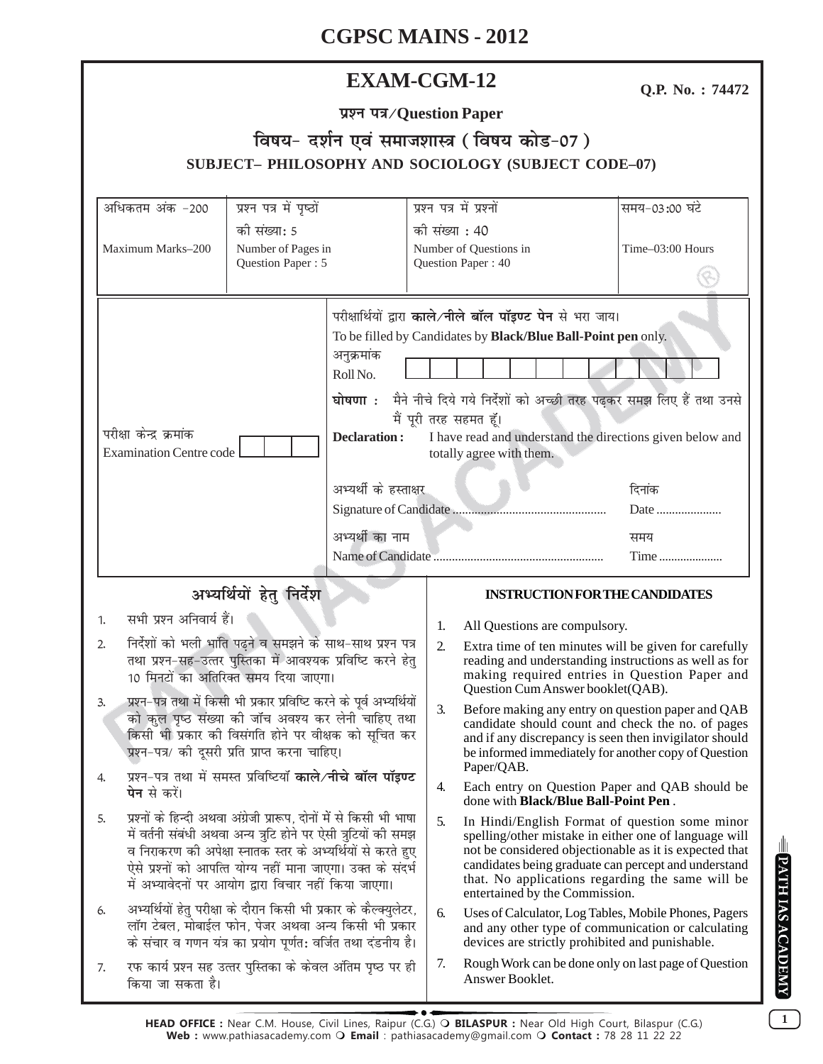# CGPSC MAINS - 2012

## EXAM-CGM-12

**Q.P. No. : 74472**

**प्रश्न पत्र/Question Paper**

**विषय- दर्शन एवं समाजशास्त्र (विषय कोड-07)**

**SUBJECT– PHILOSOPHY AND SOCIOLOGY (SUBJECT CODE–07)**

| अधिकतम अंक -200<br>Maximum Marks–200 | प्रश्न पत्र में पृष्ठों की संख्या: 5<br>Number of Pages in Question Paper : 5 | प्रश्न पत्र में प्रश्नों की संख्या : 40<br>Number of Questions in Question Paper : 40 | समय-03:00 घंटे<br>Time–03:00 Hours |
|---|---|---|---|

परीक्षा केन्द्र क्रमांक
Examination Centre code

परीक्षार्थियों द्वारा **काले/नीले बॉल पॉइण्ट पेन** से भरा जाय।
To be filled by Candidates by **Black/Blue Ball-Point pen** only.

अनुक्रमांक
Roll No.

**घोषणा :** मैने नीचे दिये गये निर्देशों को अच्छी तरह पढ़कर समझ लिए हैं तथा उनसे मैं पूरी तरह सहमत हूँ।

**Declaration :** I have read and understand the directions given below and totally agree with them.

अभ्यर्थी के हस्ताक्षर
Signature of Candidate ................................................ दिनांक Date ....................

अभ्यर्थी का नाम
Name of Candidate ...................................................... समय Time ....................

### अभ्यर्थियों हेतु निर्देश

1. सभी प्रश्न अनिवार्य हैं।
2. निर्देशों को भली भांति पढ़ने व समझने के साथ-साथ प्रश्न पत्र तथा प्रश्न-सह-उत्तर पुस्तिका में आवश्यक प्रविष्टि करने हेतु 10 मिनटों का अतिरिक्त समय दिया जाएगा।
3. प्रश्न-पत्र तथा में किसी भी प्रकार प्रविष्टि करने के पूर्व अभ्यर्थियों को कुल पृष्ठ संख्या की जॉच अवश्य कर लेनी चाहिए तथा किसी भी प्रकार की विसंगति होने पर वीक्षक को सूचित कर प्रश्न-पत्र/ की दूसरी प्रति प्राप्त करना चाहिए।
4. प्रश्न-पत्र तथा में समस्त प्रविष्टियाँ **काले/नीचे बॉल पॉइण्ट पेन** से करें।
5. प्रश्नों के हिन्दी अथवा अंग्रेजी प्रारूप, दोनों में से किसी भी भाषा में वर्तनी संबंधी अथवा अन्य त्रुटि होने पर ऐसी त्रुटियों की समझ व निराकरण की अपेक्षा स्नातक स्तर के अभ्यर्थियों से करते हुए ऐसे प्रश्नों को आपत्ति योग्य नहीं माना जाएगा। उक्त के संदर्भ में अभ्यावेदनों पर आयोग द्वारा विचार नहीं किया जाएगा।
6. अभ्यर्थियों हेतु परीक्षा के दौरान किसी भी प्रकार के कैल्क्युलेटर, लॉग टेबल, मोबाईल फोन, पेजर अथवा अन्य किसी भी प्रकार के संचार व गणन यंत्र का प्रयोग पूर्णतः वर्जित तथा दंडनीय है।
7. रफ कार्य प्रश्न सह उत्तर पुस्तिका के केवल अंतिम पृष्ठ पर ही किया जा सकता है।

### INSTRUCTION FOR THE CANDIDATES

1. All Questions are compulsory.
2. Extra time of ten minutes will be given for carefully reading and understanding instructions as well as for making required entries in Question Paper and Question Cum Answer booklet(QAB).
3. Before making any entry on question paper and QAB candidate should count and check the no. of pages and if any discrepancy is seen then invigilator should be informed immediately for another copy of Question Paper/QAB.
4. Each entry on Question Paper and QAB should be done with **Black/Blue Ball-Point Pen**.
5. In Hindi/English Format of question some minor spelling/other mistake in either one of language will not be considered objectionable as it is expected that candidates being graduate can percept and understand that. No applications regarding the same will be entertained by the Commission.
6. Uses of Calculator, Log Tables, Mobile Phones, Pagers and any other type of communication or calculating devices are strictly prohibited and punishable.
7. Rough Work can be done only on last page of Question Answer Booklet.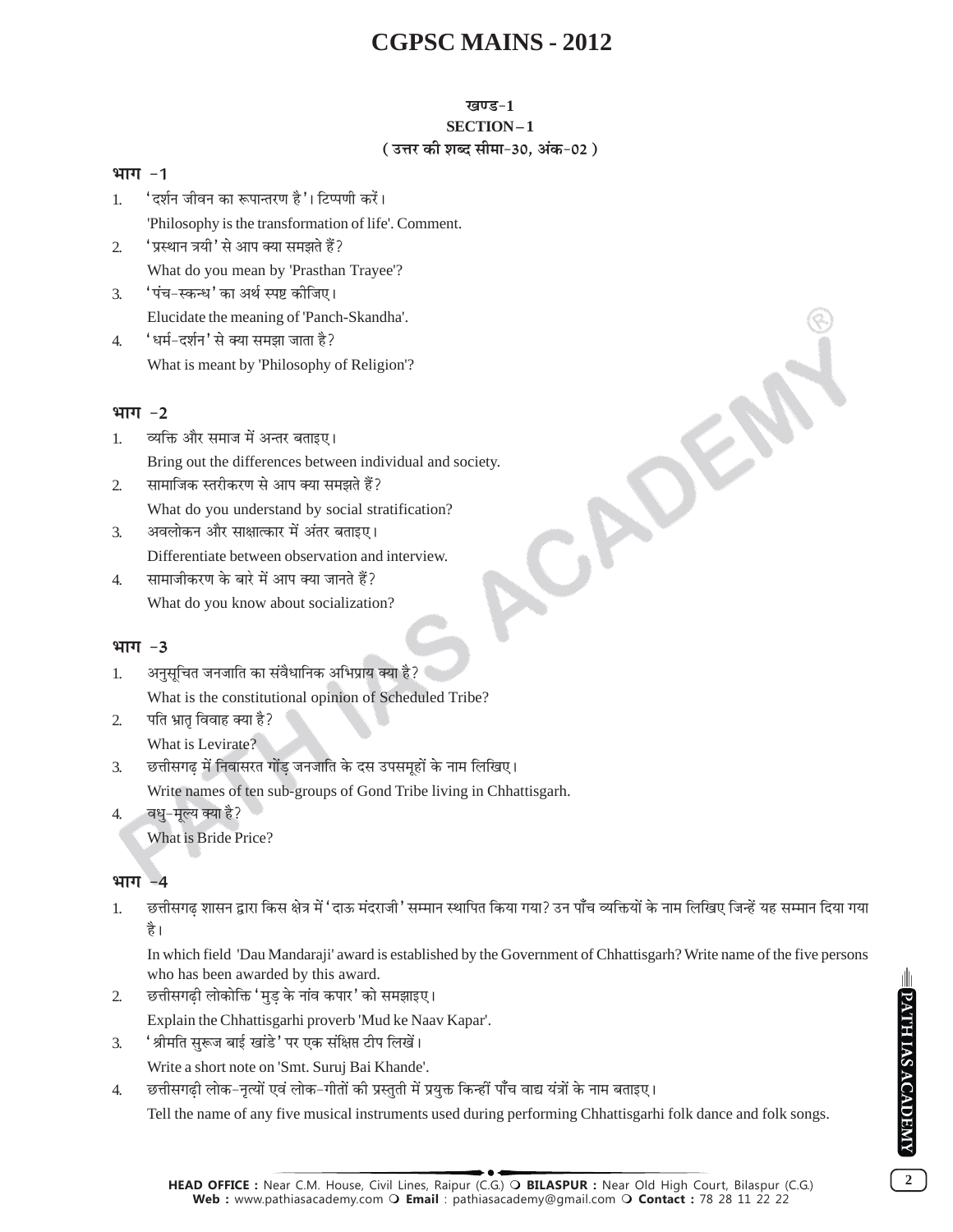# CGPSC MAINS - 2012

### खण्ड-1
### SECTION – 1
### ( उत्तर की शब्द सीमा-30, अंक-02 )

## भाग -1

1. 'दर्शन जीवन का रूपान्तरण है'। टिप्पणी करें।
   'Philosophy is the transformation of life'. Comment.
2. 'प्रस्थान त्रयी' से आप क्या समझते हैं?
   What do you mean by 'Prasthan Trayee'?
3. 'पंच-स्कन्ध' का अर्थ स्पष्ट कीजिए।
   Elucidate the meaning of 'Panch-Skandha'.
4. 'धर्म-दर्शन' से क्या समझा जाता है?
   What is meant by 'Philosophy of Religion'?

## भाग -2

1. व्यक्ति और समाज में अन्तर बताइए।
   Bring out the differences between individual and society.
2. सामाजिक स्तरीकरण से आप क्या समझते हैं?
   What do you understand by social stratification?
3. अवलोकन और साक्षात्कार में अंतर बताइए।
   Differentiate between observation and interview.
4. सामाजीकरण के बारे में आप क्या जानते हैं?
   What do you know about socialization?

## भाग -3

1. अनुसूचित जनजाति का संवैधानिक अभिप्राय क्या है?
   What is the constitutional opinion of Scheduled Tribe?
2. पति भ्रातृ विवाह क्या है?
   What is Levirate?
3. छत्तीसगढ़ में निवासरत गोंड़ जनजाति के दस उपसमूहों के नाम लिखिए।
   Write names of ten sub-groups of Gond Tribe living in Chhattisgarh.
4. वधु-मूल्य क्या है?
   What is Bride Price?

## भाग -4

1. छत्तीसगढ़ शासन द्वारा किस क्षेत्र में 'दाऊ मंदराजी' सम्मान स्थापित किया गया? उन पाँच व्यक्तियों के नाम लिखिए जिन्हें यह सम्मान दिया गया है।
   In which field 'Dau Mandaraji' award is established by the Government of Chhattisgarh? Write name of the five persons who has been awarded by this award.
2. छत्तीसगढ़ी लोकोक्ति 'मुड़ के नांव कपार' को समझाइए।
   Explain the Chhattisgarhi proverb 'Mud ke Naav Kapar'.
3. 'श्रीमति सुरूज बाई खांडे' पर एक संक्षिप्त टीप लिखें।
   Write a short note on 'Smt. Suruj Bai Khande'.
4. छत्तीसगढ़ी लोक-नृत्यों एवं लोक-गीतों की प्रस्तुती में प्रयुक्त किन्हीं पाँच वाद्य यंत्रों के नाम बताइए।
   Tell the name of any five musical instruments used during performing Chhattisgarhi folk dance and folk songs.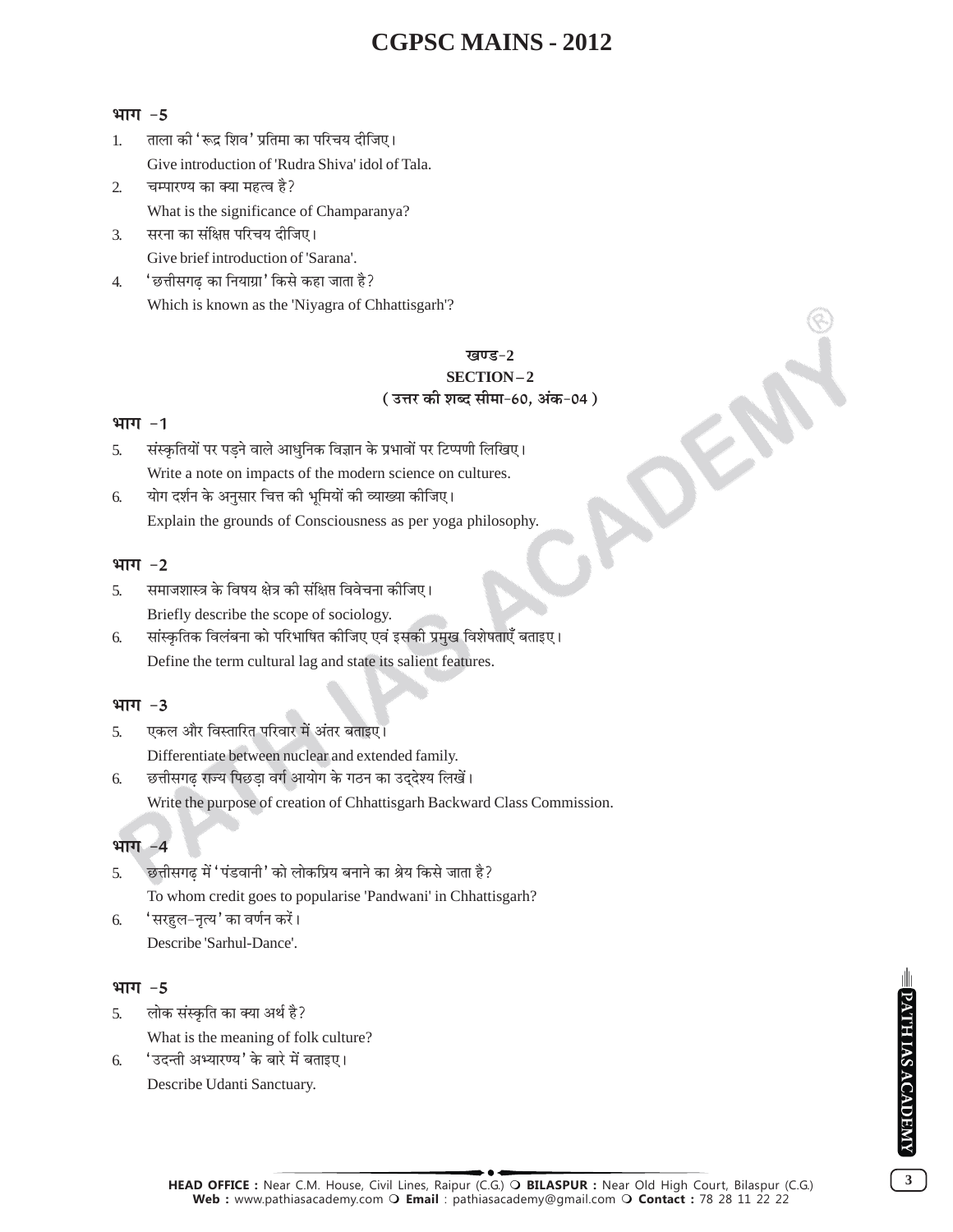### भाग -5

1. ताला की 'रूद्र शिव' प्रतिमा का परिचय दीजिए।
   Give introduction of 'Rudra Shiva' idol of Tala.
2. चम्पारण्य का क्या महत्व है?
   What is the significance of Champaranya?
3. सरना का संक्षिप्त परिचय दीजिए।
   Give brief introduction of 'Sarana'.
4. 'छत्तीसगढ़ का नियाग्रा' किसे कहा जाता है?
   Which is known as the 'Niyagra of Chhattisgarh'?

## खण्ड-2
## SECTION – 2
**( उत्तर की शब्द सीमा-60, अंक-04 )**

### भाग -1

5. संस्कृतियों पर पड़ने वाले आधुनिक विज्ञान के प्रभावों पर टिप्पणी लिखिए।
   Write a note on impacts of the modern science on cultures.
6. योग दर्शन के अनुसार चित्त की भूमियों की व्याख्या कीजिए।
   Explain the grounds of Consciousness as per yoga philosophy.

### भाग -2

5. समाजशास्त्र के विषय क्षेत्र की संक्षिप्त विवेचना कीजिए।
   Briefly describe the scope of sociology.
6. सांस्कृतिक विलंबना को परिभाषित कीजिए एवं इसकी प्रमुख विशेषताएँ बताइए।
   Define the term cultural lag and state its salient features.

### भाग -3

5. एकल और विस्तारित परिवार में अंतर बताइए।
   Differentiate between nuclear and extended family.
6. छत्तीसगढ़ राज्य पिछड़ा वर्ग आयोग के गठन का उद्देश्य लिखें।
   Write the purpose of creation of Chhattisgarh Backward Class Commission.

### भाग -4

5. छत्तीसगढ़ में 'पंडवानी' को लोकप्रिय बनाने का श्रेय किसे जाता है?
   To whom credit goes to popularise 'Pandwani' in Chhattisgarh?
6. 'सरहुल-नृत्य' का वर्णन करें।
   Describe 'Sarhul-Dance'.

### भाग -5

5. लोक संस्कृति का क्या अर्थ है?
   What is the meaning of folk culture?
6. 'उदन्ती अभ्यारण्य' के बारे में बताइए।
   Describe Udanti Sanctuary.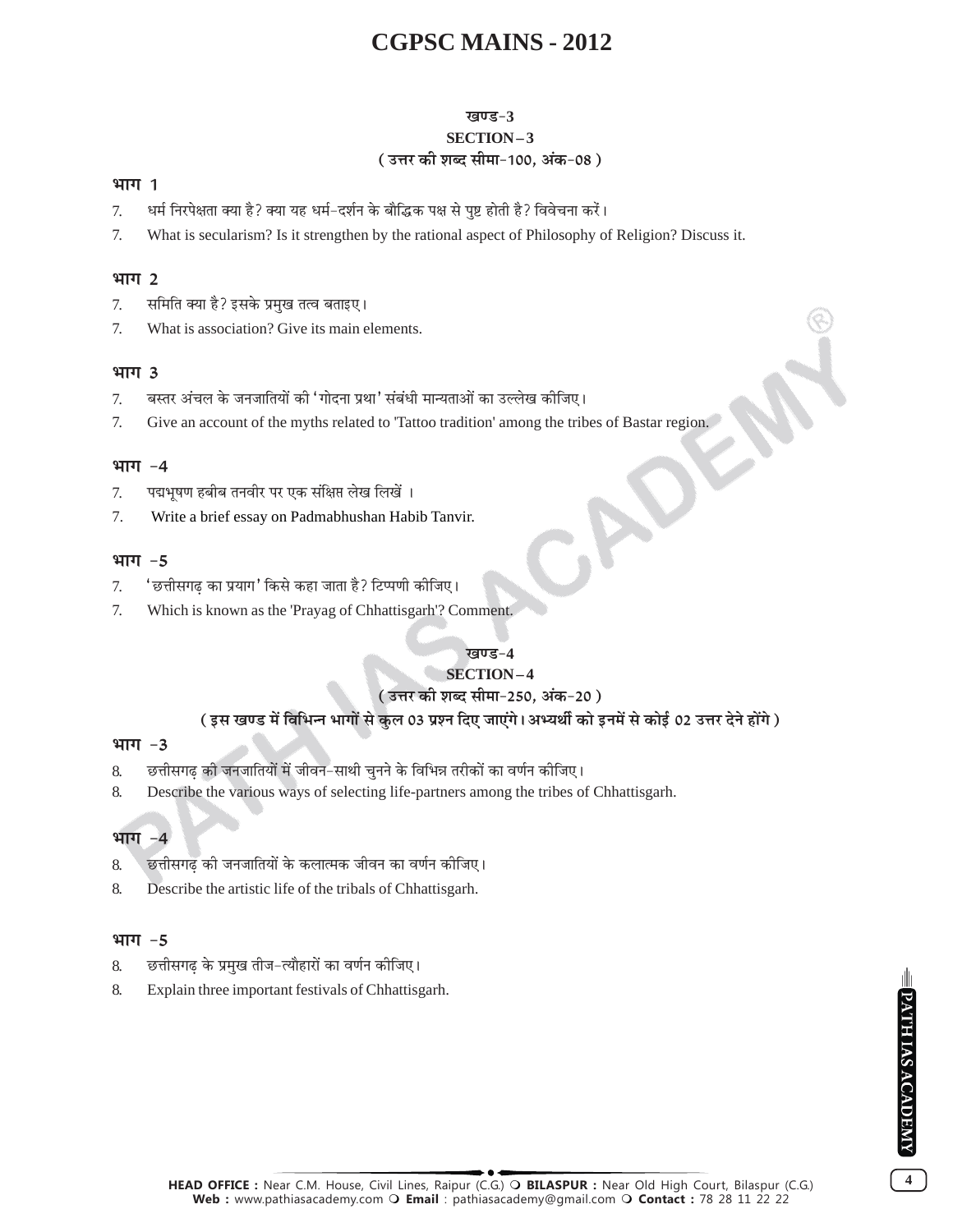## खण्ड-3

## SECTION – 3

**( उत्तर की शब्द सीमा-100, अंक-08 )**

### भाग 1

7. धर्म निरपेक्षता क्या है? क्या यह धर्म-दर्शन के बौद्धिक पक्ष से पुष्ट होती है? विवेचना करें।
7. What is secularism? Is it strengthen by the rational aspect of Philosophy of Religion? Discuss it.

### भाग 2

7. समिति क्या है? इसके प्रमुख तत्व बताइए।
7. What is association? Give its main elements.

### भाग 3

7. बस्तर अंचल के जनजातियों की 'गोदना प्रथा' संबंधी मान्यताओं का उल्लेख कीजिए।
7. Give an account of the myths related to 'Tattoo tradition' among the tribes of Bastar region.

### भाग -4

7. पद्मभूषण हबीब तनवीर पर एक संक्षिप्त लेख लिखें ।
7. Write a brief essay on Padmabhushan Habib Tanvir.

### भाग -5

7. 'छत्तीसगढ़ का प्रयाग' किसे कहा जाता है? टिप्पणी कीजिए।
7. Which is known as the 'Prayag of Chhattisgarh'? Comment.

## खण्ड-4

## SECTION – 4

**( उत्तर की शब्द सीमा-250, अंक-20 )**

**( इस खण्ड में विभिन्न भागों से कुल 03 प्रश्न दिए जाएंगे। अभ्यर्थी को इनमें से कोई 02 उत्तर देने होंगे )**

### भाग -3

8. छत्तीसगढ़ की जनजातियों में जीवन-साथी चुनने के विभिन्न तरीकों का वर्णन कीजिए।
8. Describe the various ways of selecting life-partners among the tribes of Chhattisgarh.

### भाग -4

8. छत्तीसगढ़ की जनजातियों के कलात्मक जीवन का वर्णन कीजिए।
8. Describe the artistic life of the tribals of Chhattisgarh.

### भाग -5

8. छत्तीसगढ़ के प्रमुख तीज-त्यौहारों का वर्णन कीजिए।
8. Explain three important festivals of Chhattisgarh.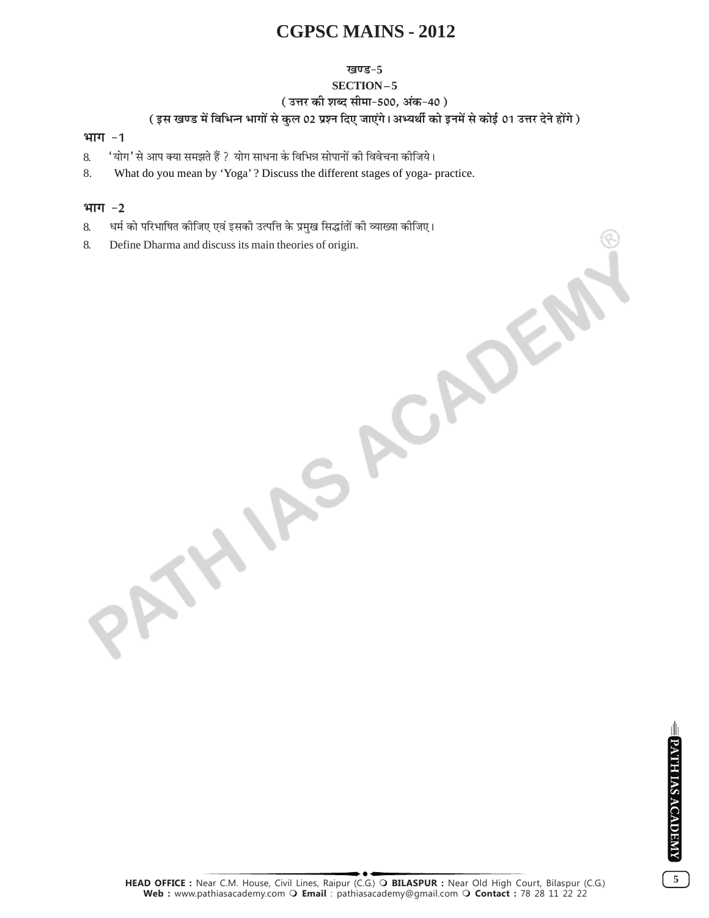**खण्ड-5**

**SECTION – 5**

**( उत्तर की शब्द सीमा-500, अंक-40 )**

**( इस खण्ड में विभिन्न भागों से कुल 02 प्रश्न दिए जाएंगे। अभ्यर्थी को इनमें से कोई 01 उत्तर देने होंगे )**

**भाग -1**

8. 'योग' से आप क्या समझते हैं ? योग साधना के विभिन्न सोपानों की विवेचना कीजिये।

8. What do you mean by 'Yoga' ? Discuss the different stages of yoga- practice.

**भाग -2**

8. धर्म को परिभाषित कीजिए एवं इसकी उत्पत्ति के प्रमुख सिद्धांतों की व्याख्या कीजिए।

8. Define Dharma and discuss its main theories of origin.